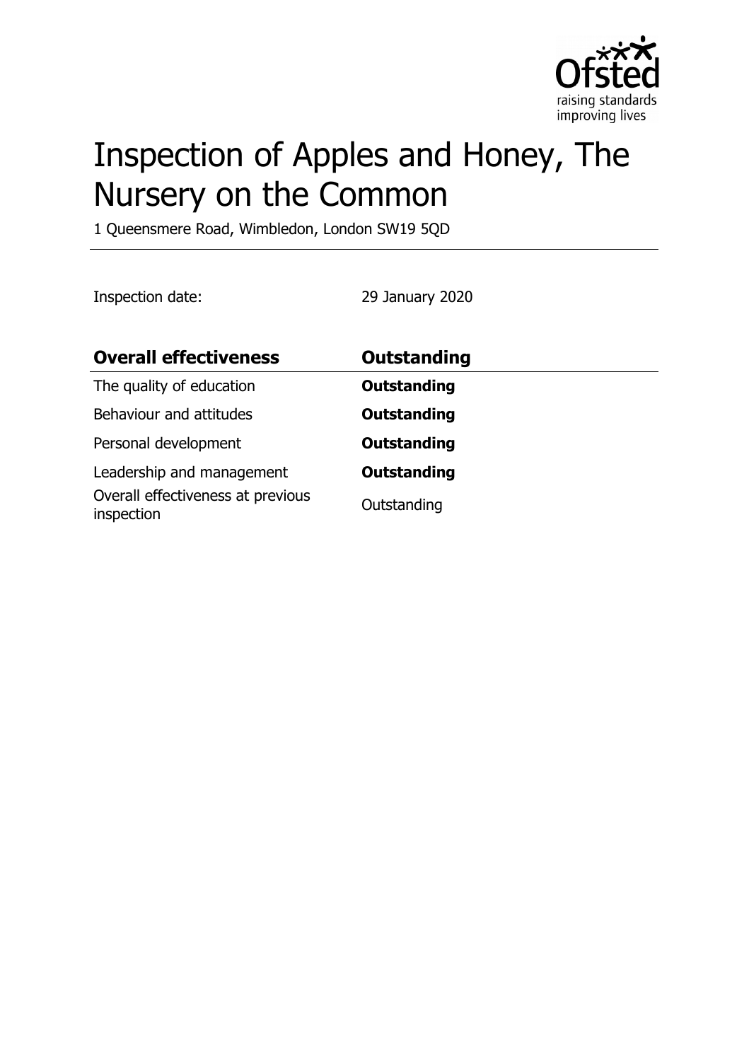# Inspection of Apples and Honey, The Nursery on the Common

1 Queensmere Road, Wimbledon, London SW19 5QD

Inspection date: 29 January 2020

| **Overall effectiveness** | **Outstanding** |
| --- | --- |
| The quality of education | **Outstanding** |
| Behaviour and attitudes | **Outstanding** |
| Personal development | **Outstanding** |
| Leadership and management | **Outstanding** |
| Overall effectiveness at previous inspection | Outstanding |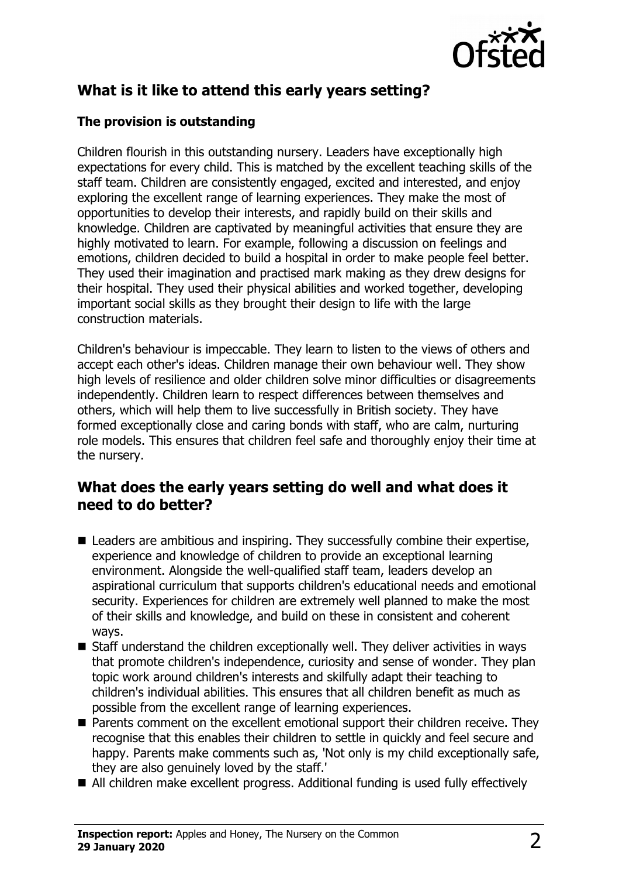## What is it like to attend this early years setting?

### The provision is outstanding

Children flourish in this outstanding nursery. Leaders have exceptionally high expectations for every child. This is matched by the excellent teaching skills of the staff team. Children are consistently engaged, excited and interested, and enjoy exploring the excellent range of learning experiences. They make the most of opportunities to develop their interests, and rapidly build on their skills and knowledge. Children are captivated by meaningful activities that ensure they are highly motivated to learn. For example, following a discussion on feelings and emotions, children decided to build a hospital in order to make people feel better. They used their imagination and practised mark making as they drew designs for their hospital. They used their physical abilities and worked together, developing important social skills as they brought their design to life with the large construction materials.

Children's behaviour is impeccable. They learn to listen to the views of others and accept each other's ideas. Children manage their own behaviour well. They show high levels of resilience and older children solve minor difficulties or disagreements independently. Children learn to respect differences between themselves and others, which will help them to live successfully in British society. They have formed exceptionally close and caring bonds with staff, who are calm, nurturing role models. This ensures that children feel safe and thoroughly enjoy their time at the nursery.

## What does the early years setting do well and what does it need to do better?

- Leaders are ambitious and inspiring. They successfully combine their expertise, experience and knowledge of children to provide an exceptional learning environment. Alongside the well-qualified staff team, leaders develop an aspirational curriculum that supports children's educational needs and emotional security. Experiences for children are extremely well planned to make the most of their skills and knowledge, and build on these in consistent and coherent ways.
- Staff understand the children exceptionally well. They deliver activities in ways that promote children's independence, curiosity and sense of wonder. They plan topic work around children's interests and skilfully adapt their teaching to children's individual abilities. This ensures that all children benefit as much as possible from the excellent range of learning experiences.
- Parents comment on the excellent emotional support their children receive. They recognise that this enables their children to settle in quickly and feel secure and happy. Parents make comments such as, 'Not only is my child exceptionally safe, they are also genuinely loved by the staff.'
- All children make excellent progress. Additional funding is used fully effectively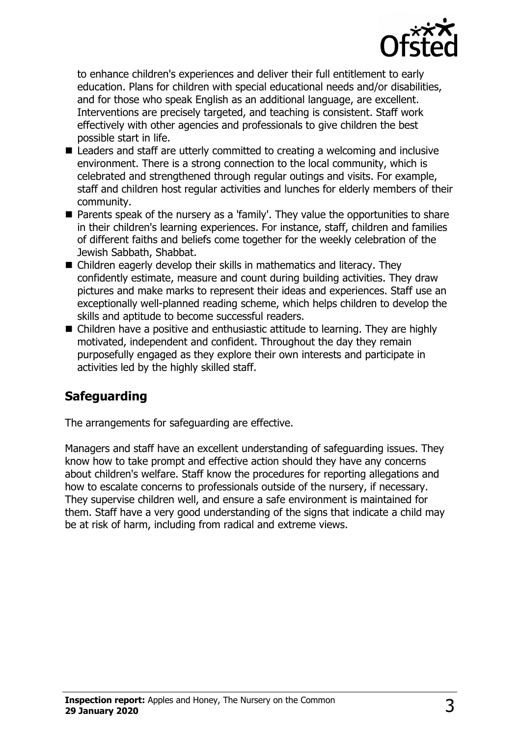to enhance children's experiences and deliver their full entitlement to early education. Plans for children with special educational needs and/or disabilities, and for those who speak English as an additional language, are excellent. Interventions are precisely targeted, and teaching is consistent. Staff work effectively with other agencies and professionals to give children the best possible start in life.

- Leaders and staff are utterly committed to creating a welcoming and inclusive environment. There is a strong connection to the local community, which is celebrated and strengthened through regular outings and visits. For example, staff and children host regular activities and lunches for elderly members of their community.
- Parents speak of the nursery as a 'family'. They value the opportunities to share in their children's learning experiences. For instance, staff, children and families of different faiths and beliefs come together for the weekly celebration of the Jewish Sabbath, Shabbat.
- Children eagerly develop their skills in mathematics and literacy. They confidently estimate, measure and count during building activities. They draw pictures and make marks to represent their ideas and experiences. Staff use an exceptionally well-planned reading scheme, which helps children to develop the skills and aptitude to become successful readers.
- Children have a positive and enthusiastic attitude to learning. They are highly motivated, independent and confident. Throughout the day they remain purposefully engaged as they explore their own interests and participate in activities led by the highly skilled staff.

## Safeguarding

The arrangements for safeguarding are effective.

Managers and staff have an excellent understanding of safeguarding issues. They know how to take prompt and effective action should they have any concerns about children's welfare. Staff know the procedures for reporting allegations and how to escalate concerns to professionals outside of the nursery, if necessary. They supervise children well, and ensure a safe environment is maintained for them. Staff have a very good understanding of the signs that indicate a child may be at risk of harm, including from radical and extreme views.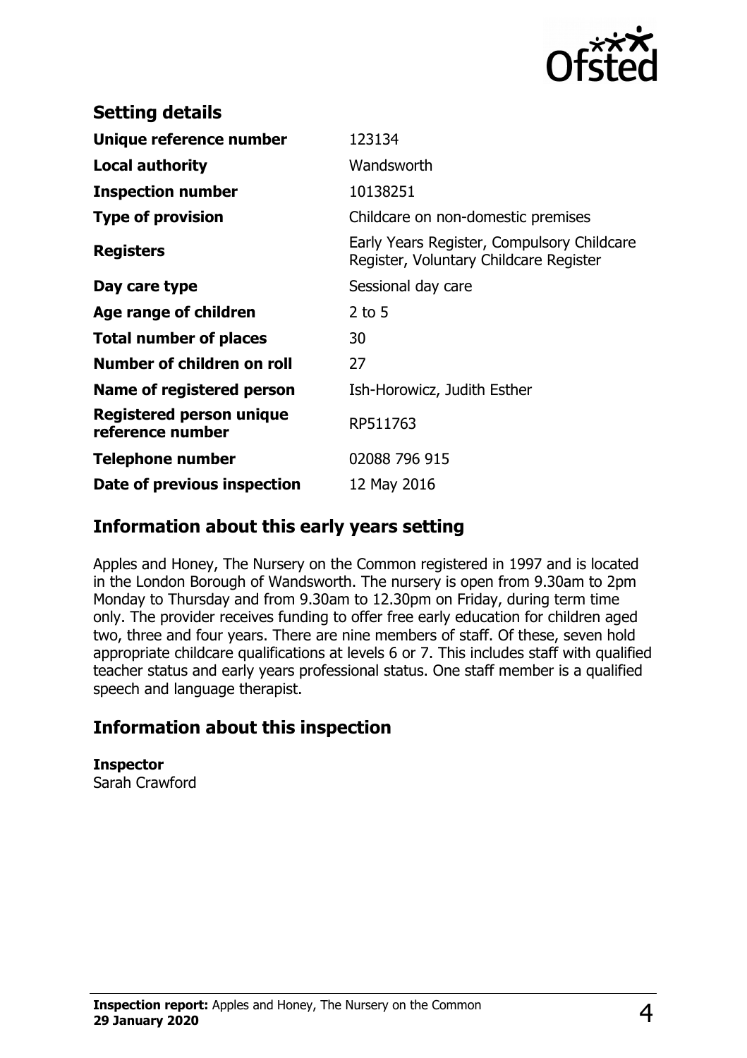## Setting details

| | |
|---|---|
| **Unique reference number** | 123134 |
| **Local authority** | Wandsworth |
| **Inspection number** | 10138251 |
| **Type of provision** | Childcare on non-domestic premises |
| **Registers** | Early Years Register, Compulsory Childcare Register, Voluntary Childcare Register |
| **Day care type** | Sessional day care |
| **Age range of children** | 2 to 5 |
| **Total number of places** | 30 |
| **Number of children on roll** | 27 |
| **Name of registered person** | Ish-Horowicz, Judith Esther |
| **Registered person unique reference number** | RP511763 |
| **Telephone number** | 02088 796 915 |
| **Date of previous inspection** | 12 May 2016 |

## Information about this early years setting

Apples and Honey, The Nursery on the Common registered in 1997 and is located in the London Borough of Wandsworth. The nursery is open from 9.30am to 2pm Monday to Thursday and from 9.30am to 12.30pm on Friday, during term time only. The provider receives funding to offer free early education for children aged two, three and four years. There are nine members of staff. Of these, seven hold appropriate childcare qualifications at levels 6 or 7. This includes staff with qualified teacher status and early years professional status. One staff member is a qualified speech and language therapist.

## Information about this inspection

**Inspector**
Sarah Crawford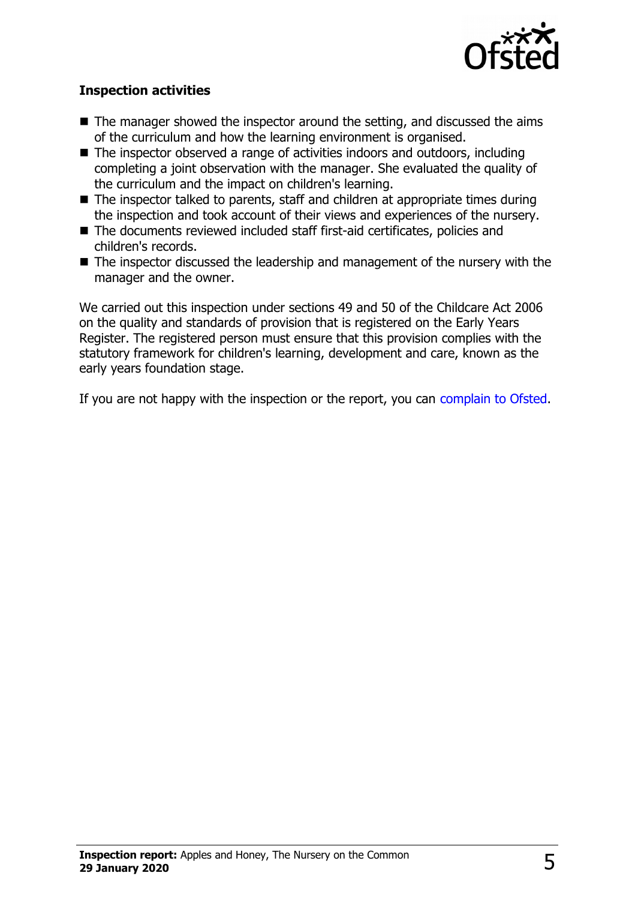### Inspection activities

- The manager showed the inspector around the setting, and discussed the aims of the curriculum and how the learning environment is organised.
- The inspector observed a range of activities indoors and outdoors, including completing a joint observation with the manager. She evaluated the quality of the curriculum and the impact on children's learning.
- The inspector talked to parents, staff and children at appropriate times during the inspection and took account of their views and experiences of the nursery.
- The documents reviewed included staff first-aid certificates, policies and children's records.
- The inspector discussed the leadership and management of the nursery with the manager and the owner.

We carried out this inspection under sections 49 and 50 of the Childcare Act 2006 on the quality and standards of provision that is registered on the Early Years Register. The registered person must ensure that this provision complies with the statutory framework for children's learning, development and care, known as the early years foundation stage.

If you are not happy with the inspection or the report, you can complain to Ofsted.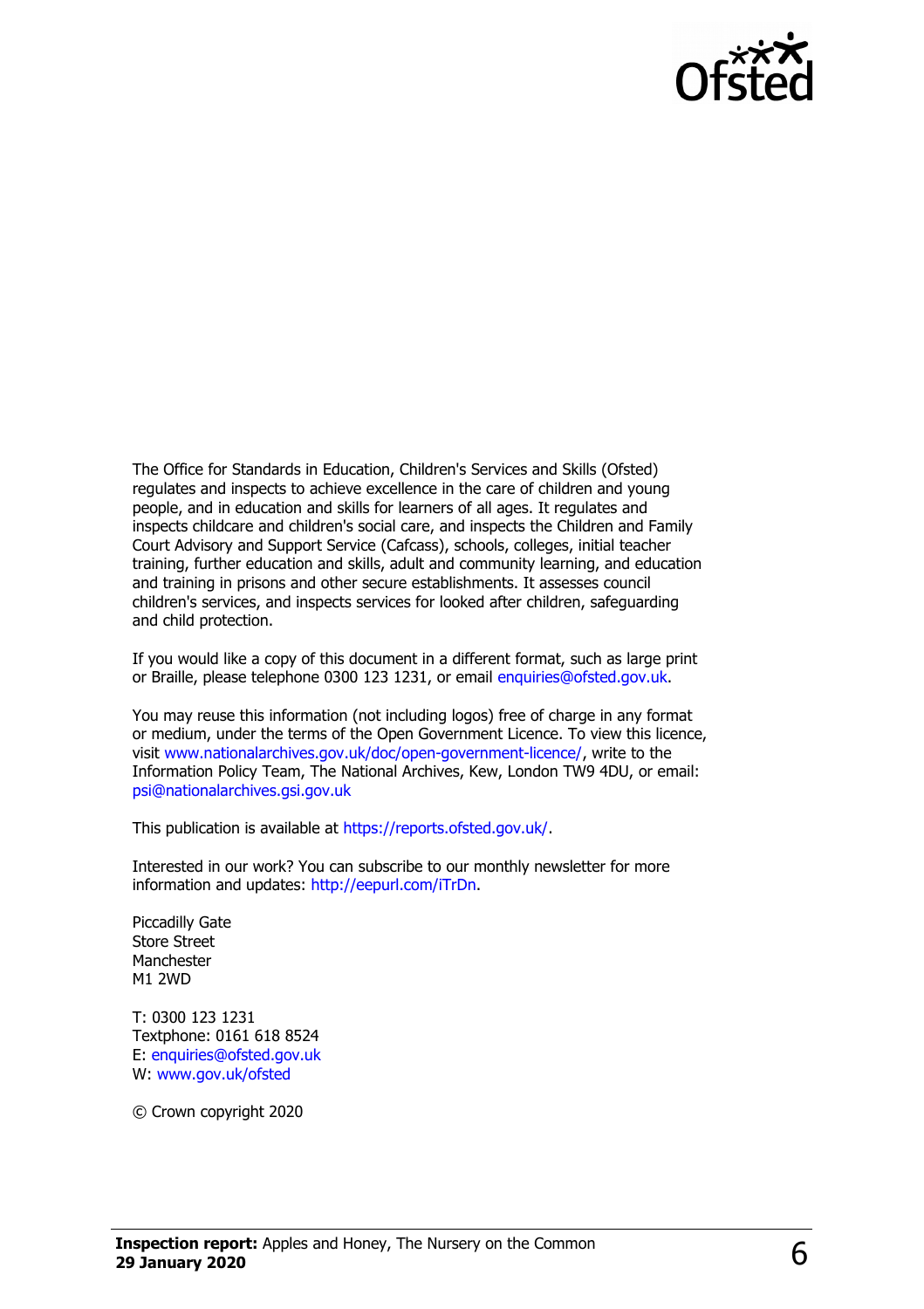The Office for Standards in Education, Children's Services and Skills (Ofsted) regulates and inspects to achieve excellence in the care of children and young people, and in education and skills for learners of all ages. It regulates and inspects childcare and children's social care, and inspects the Children and Family Court Advisory and Support Service (Cafcass), schools, colleges, initial teacher training, further education and skills, adult and community learning, and education and training in prisons and other secure establishments. It assesses council children's services, and inspects services for looked after children, safeguarding and child protection.

If you would like a copy of this document in a different format, such as large print or Braille, please telephone 0300 123 1231, or email enquiries@ofsted.gov.uk.

You may reuse this information (not including logos) free of charge in any format or medium, under the terms of the Open Government Licence. To view this licence, visit www.nationalarchives.gov.uk/doc/open-government-licence/, write to the Information Policy Team, The National Archives, Kew, London TW9 4DU, or email: psi@nationalarchives.gsi.gov.uk

This publication is available at https://reports.ofsted.gov.uk/.

Interested in our work? You can subscribe to our monthly newsletter for more information and updates: http://eepurl.com/iTrDn.

Piccadilly Gate
Store Street
Manchester
M1 2WD

T: 0300 123 1231
Textphone: 0161 618 8524
E: enquiries@ofsted.gov.uk
W: www.gov.uk/ofsted

© Crown copyright 2020